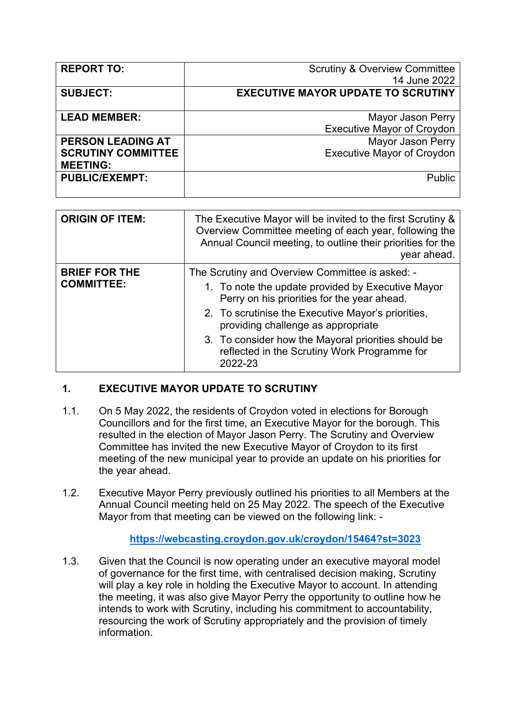| | |
|---|---|
| **REPORT TO:** | Scrutiny & Overview Committee<br>14 June 2022 |
| **SUBJECT:** | **EXECUTIVE MAYOR UPDATE TO SCRUTINY** |
| **LEAD MEMBER:** | Mayor Jason Perry<br>Executive Mayor of Croydon |
| **PERSON LEADING AT SCRUTINY COMMITTEE MEETING:** | Mayor Jason Perry<br>Executive Mayor of Croydon |
| **PUBLIC/EXEMPT:** | Public |

| | |
|---|---|
| **ORIGIN OF ITEM:** | The Executive Mayor will be invited to the first Scrutiny & Overview Committee meeting of each year, following the Annual Council meeting, to outline their priorities for the year ahead. |
| **BRIEF FOR THE COMMITTEE:** | The Scrutiny and Overview Committee is asked: -<br>1. To note the update provided by Executive Mayor Perry on his priorities for the year ahead.<br>2. To scrutinise the Executive Mayor's priorities, providing challenge as appropriate<br>3. To consider how the Mayoral priorities should be reflected in the Scrutiny Work Programme for 2022-23 |

## 1. EXECUTIVE MAYOR UPDATE TO SCRUTINY

1.1. On 5 May 2022, the residents of Croydon voted in elections for Borough Councillors and for the first time, an Executive Mayor for the borough. This resulted in the election of Mayor Jason Perry. The Scrutiny and Overview Committee has invited the new Executive Mayor of Croydon to its first meeting of the new municipal year to provide an update on his priorities for the year ahead.

1.2. Executive Mayor Perry previously outlined his priorities to all Members at the Annual Council meeting held on 25 May 2022. The speech of the Executive Mayor from that meeting can be viewed on the following link: -

https://webcasting.croydon.gov.uk/croydon/15464?st=3023

1.3. Given that the Council is now operating under an executive mayoral model of governance for the first time, with centralised decision making, Scrutiny will play a key role in holding the Executive Mayor to account. In attending the meeting, it was also give Mayor Perry the opportunity to outline how he intends to work with Scrutiny, including his commitment to accountability, resourcing the work of Scrutiny appropriately and the provision of timely information.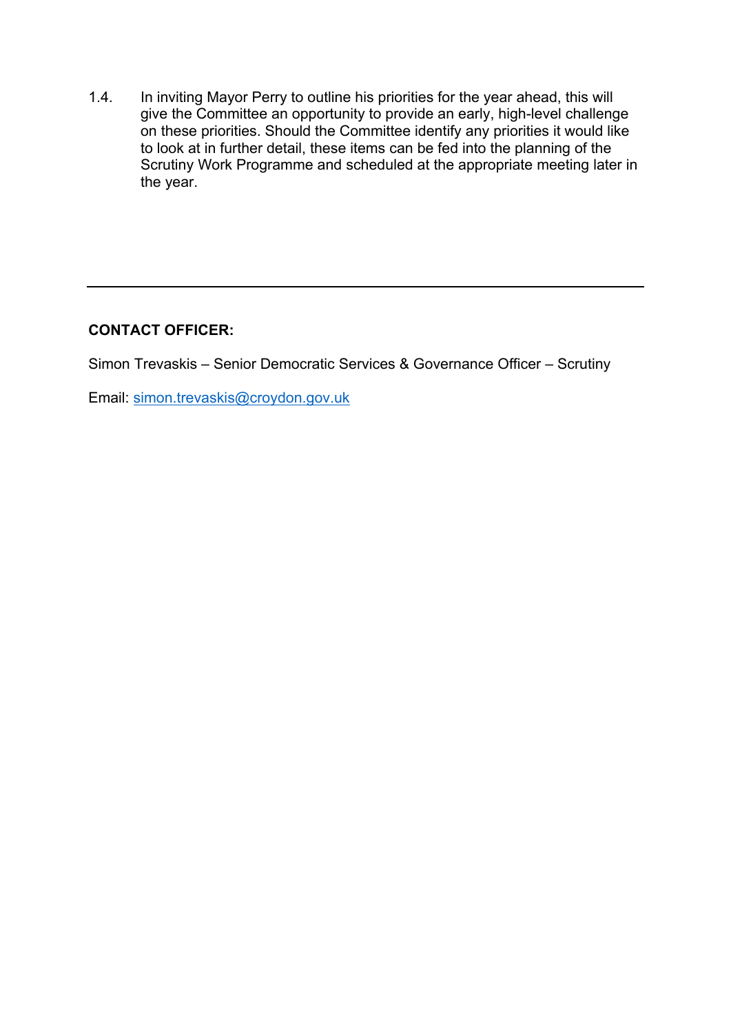1.4. In inviting Mayor Perry to outline his priorities for the year ahead, this will give the Committee an opportunity to provide an early, high-level challenge on these priorities. Should the Committee identify any priorities it would like to look at in further detail, these items can be fed into the planning of the Scrutiny Work Programme and scheduled at the appropriate meeting later in the year.

---

**CONTACT OFFICER:**

Simon Trevaskis – Senior Democratic Services & Governance Officer – Scrutiny

Email: simon.trevaskis@croydon.gov.uk